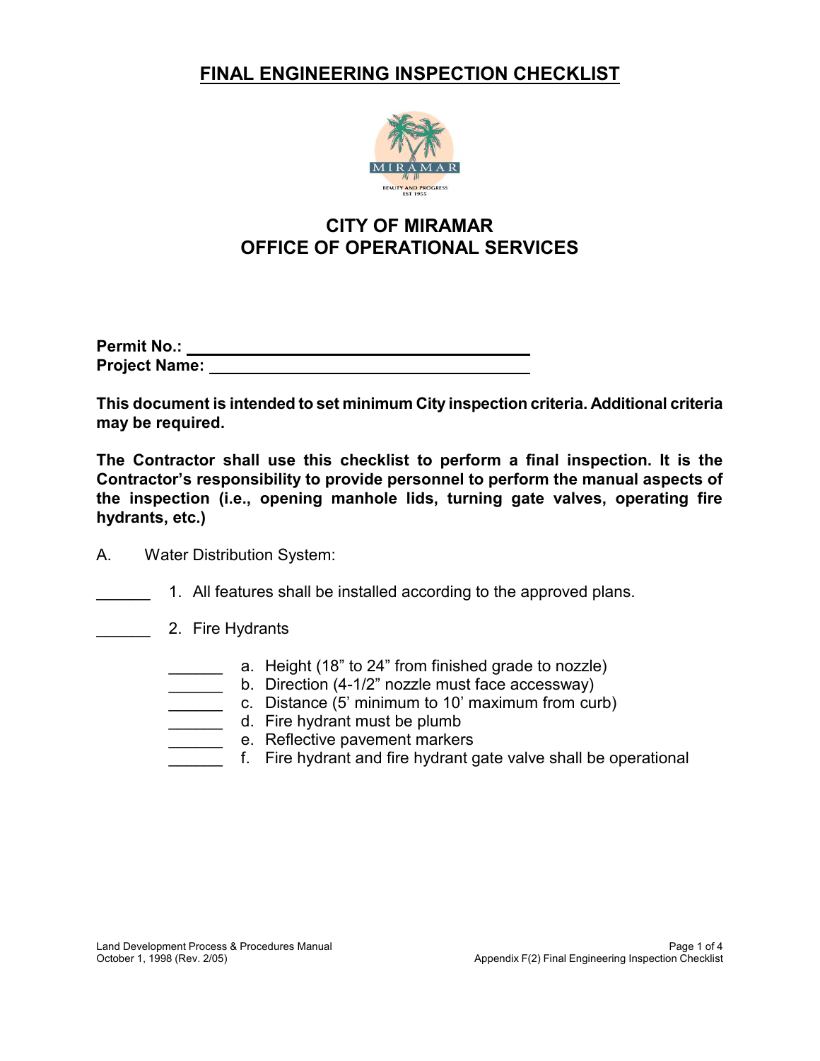# FINAL ENGINEERING INSPECTION CHECKLIST

## CITY OF MIRAMAR
## OFFICE OF OPERATIONAL SERVICES

**Permit No.:** ______________________________
**Project Name:** ______________________________

**This document is intended to set minimum City inspection criteria. Additional criteria may be required.**

**The Contractor shall use this checklist to perform a final inspection. It is the Contractor's responsibility to provide personnel to perform the manual aspects of the inspection (i.e., opening manhole lids, turning gate valves, operating fire hydrants, etc.)**

A. Water Distribution System:

______ 1. All features shall be installed according to the approved plans.

______ 2. Fire Hydrants

- ______ a. Height (18" to 24" from finished grade to nozzle)
- ______ b. Direction (4-1/2" nozzle must face accessway)
- ______ c. Distance (5' minimum to 10' maximum from curb)
- ______ d. Fire hydrant must be plumb
- ______ e. Reflective pavement markers
- ______ f. Fire hydrant and fire hydrant gate valve shall be operational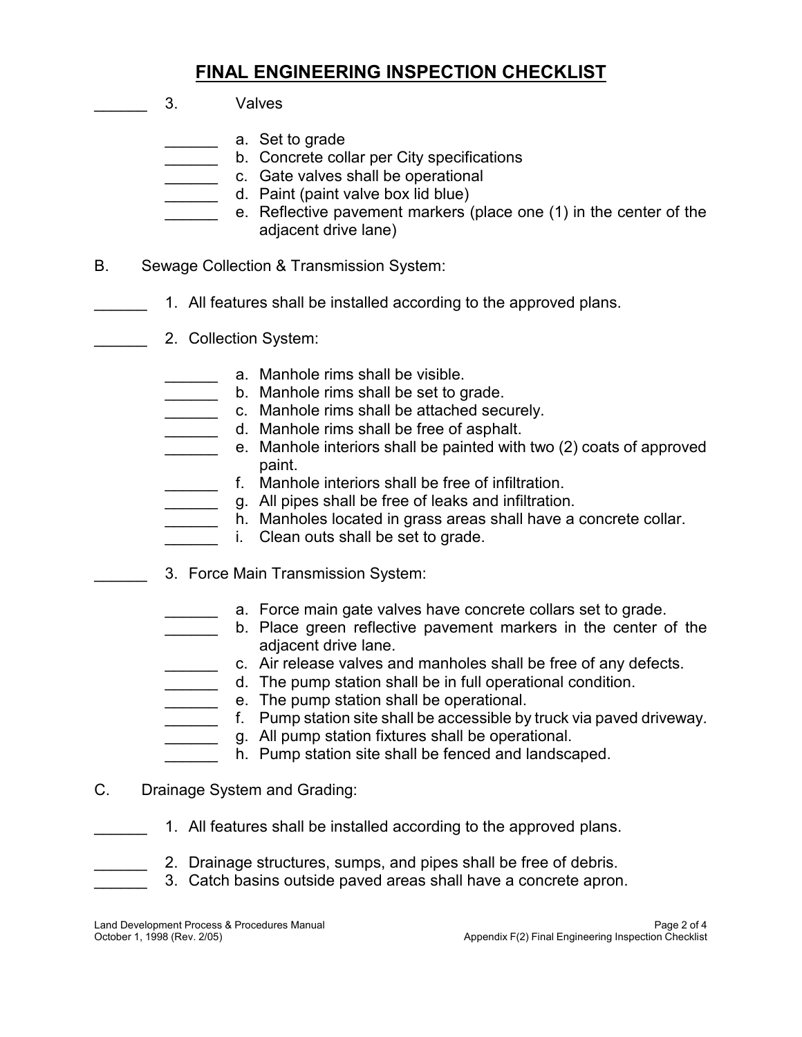# FINAL ENGINEERING INSPECTION CHECKLIST

______ 3. Valves

- ______ a. Set to grade
- ______ b. Concrete collar per City specifications
- ______ c. Gate valves shall be operational
- ______ d. Paint (paint valve box lid blue)
- ______ e. Reflective pavement markers (place one (1) in the center of the adjacent drive lane)

B. Sewage Collection & Transmission System:

______ 1. All features shall be installed according to the approved plans.

______ 2. Collection System:

- ______ a. Manhole rims shall be visible.
- ______ b. Manhole rims shall be set to grade.
- ______ c. Manhole rims shall be attached securely.
- ______ d. Manhole rims shall be free of asphalt.
- ______ e. Manhole interiors shall be painted with two (2) coats of approved paint.
- ______ f. Manhole interiors shall be free of infiltration.
- ______ g. All pipes shall be free of leaks and infiltration.
- ______ h. Manholes located in grass areas shall have a concrete collar.
- ______ i. Clean outs shall be set to grade.

______ 3. Force Main Transmission System:

- ______ a. Force main gate valves have concrete collars set to grade.
- ______ b. Place green reflective pavement markers in the center of the adjacent drive lane.
- ______ c. Air release valves and manholes shall be free of any defects.
- ______ d. The pump station shall be in full operational condition.
- ______ e. The pump station shall be operational.
- ______ f. Pump station site shall be accessible by truck via paved driveway.
- ______ g. All pump station fixtures shall be operational.
- ______ h. Pump station site shall be fenced and landscaped.

C. Drainage System and Grading:

______ 1. All features shall be installed according to the approved plans.

______ 2. Drainage structures, sumps, and pipes shall be free of debris.

______ 3. Catch basins outside paved areas shall have a concrete apron.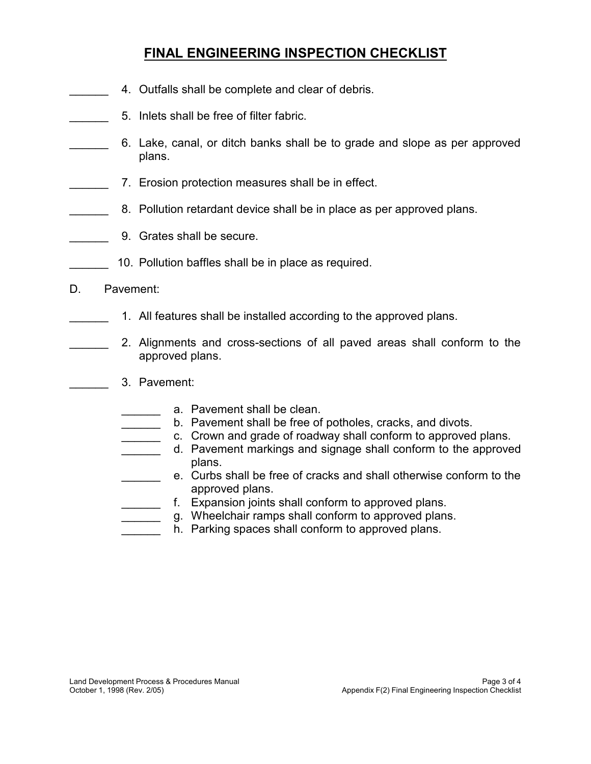# FINAL ENGINEERING INSPECTION CHECKLIST

______ 4. Outfalls shall be complete and clear of debris.

______ 5. Inlets shall be free of filter fabric.

______ 6. Lake, canal, or ditch banks shall be to grade and slope as per approved plans.

______ 7. Erosion protection measures shall be in effect.

______ 8. Pollution retardant device shall be in place as per approved plans.

______ 9. Grates shall be secure.

______ 10. Pollution baffles shall be in place as required.

D. Pavement:

______ 1. All features shall be installed according to the approved plans.

______ 2. Alignments and cross-sections of all paved areas shall conform to the approved plans.

______ 3. Pavement:

- ______ a. Pavement shall be clean.
- ______ b. Pavement shall be free of potholes, cracks, and divots.
- ______ c. Crown and grade of roadway shall conform to approved plans.
- ______ d. Pavement markings and signage shall conform to the approved plans.
- ______ e. Curbs shall be free of cracks and shall otherwise conform to the approved plans.
- ______ f. Expansion joints shall conform to approved plans.
- ______ g. Wheelchair ramps shall conform to approved plans.
- ______ h. Parking spaces shall conform to approved plans.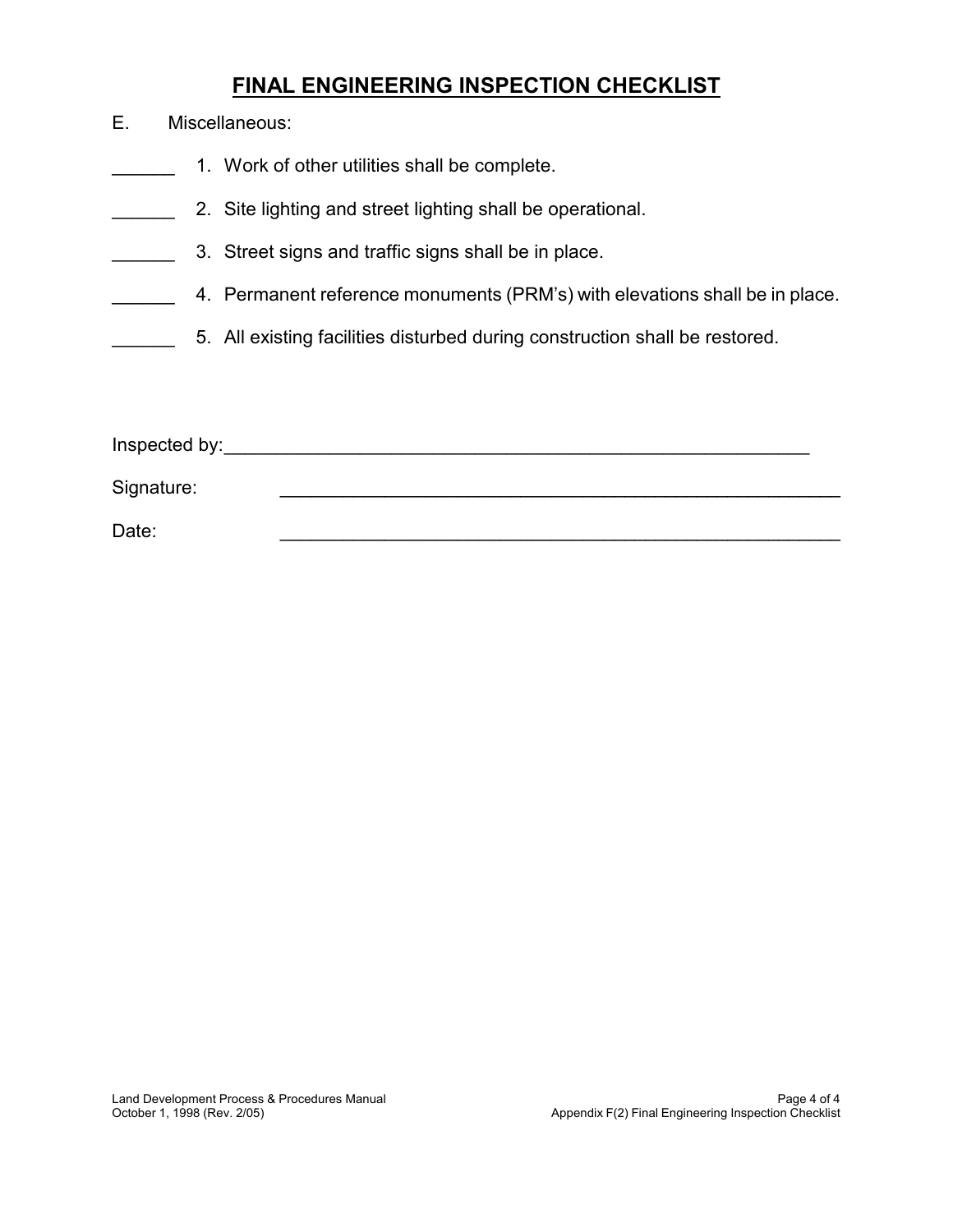# FINAL ENGINEERING INSPECTION CHECKLIST

E. Miscellaneous:

______ 1. Work of other utilities shall be complete.

______ 2. Site lighting and street lighting shall be operational.

______ 3. Street signs and traffic signs shall be in place.

______ 4. Permanent reference monuments (PRM's) with elevations shall be in place.

______ 5. All existing facilities disturbed during construction shall be restored.

Inspected by:____________________________________________________________

Signature: ____________________________________________________________

Date: ____________________________________________________________